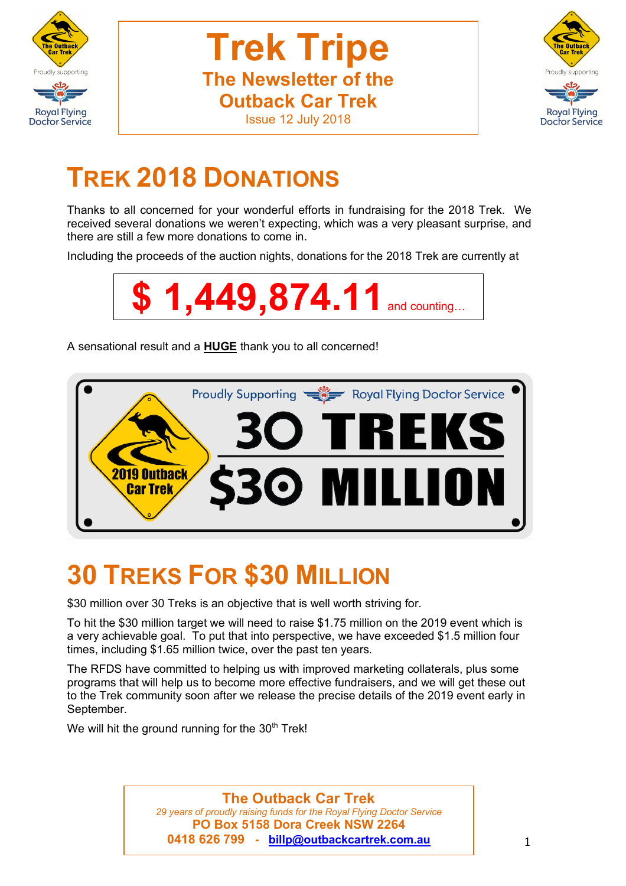# Trek Tripe

**The Newsletter of the Outback Car Trek**

Issue 12 July 2018

## TREK 2018 DONATIONS

Thanks to all concerned for your wonderful efforts in fundraising for the 2018 Trek. We received several donations we weren't expecting, which was a very pleasant surprise, and there are still a few more donations to come in.

Including the proceeds of the auction nights, donations for the 2018 Trek are currently at

**$ 1,449,874.11** and counting…

A sensational result and a **HUGE** thank you to all concerned!

## 30 TREKS FOR $30 MILLION

$30 million over 30 Treks is an objective that is well worth striving for.

To hit the $30 million target we will need to raise $1.75 million on the 2019 event which is a very achievable goal. To put that into perspective, we have exceeded $1.5 million four times, including $1.65 million twice, over the past ten years.

The RFDS have committed to helping us with improved marketing collaterals, plus some programs that will help us to become more effective fundraisers, and we will get these out to the Trek community soon after we release the precise details of the 2019 event early in September.

We will hit the ground running for the 30th Trek!

**The Outback Car Trek**

*29 years of proudly raising funds for the Royal Flying Doctor Service*

**PO Box 5158 Dora Creek NSW 2264**

**0418 626 799 - billp@outbackcartrek.com.au**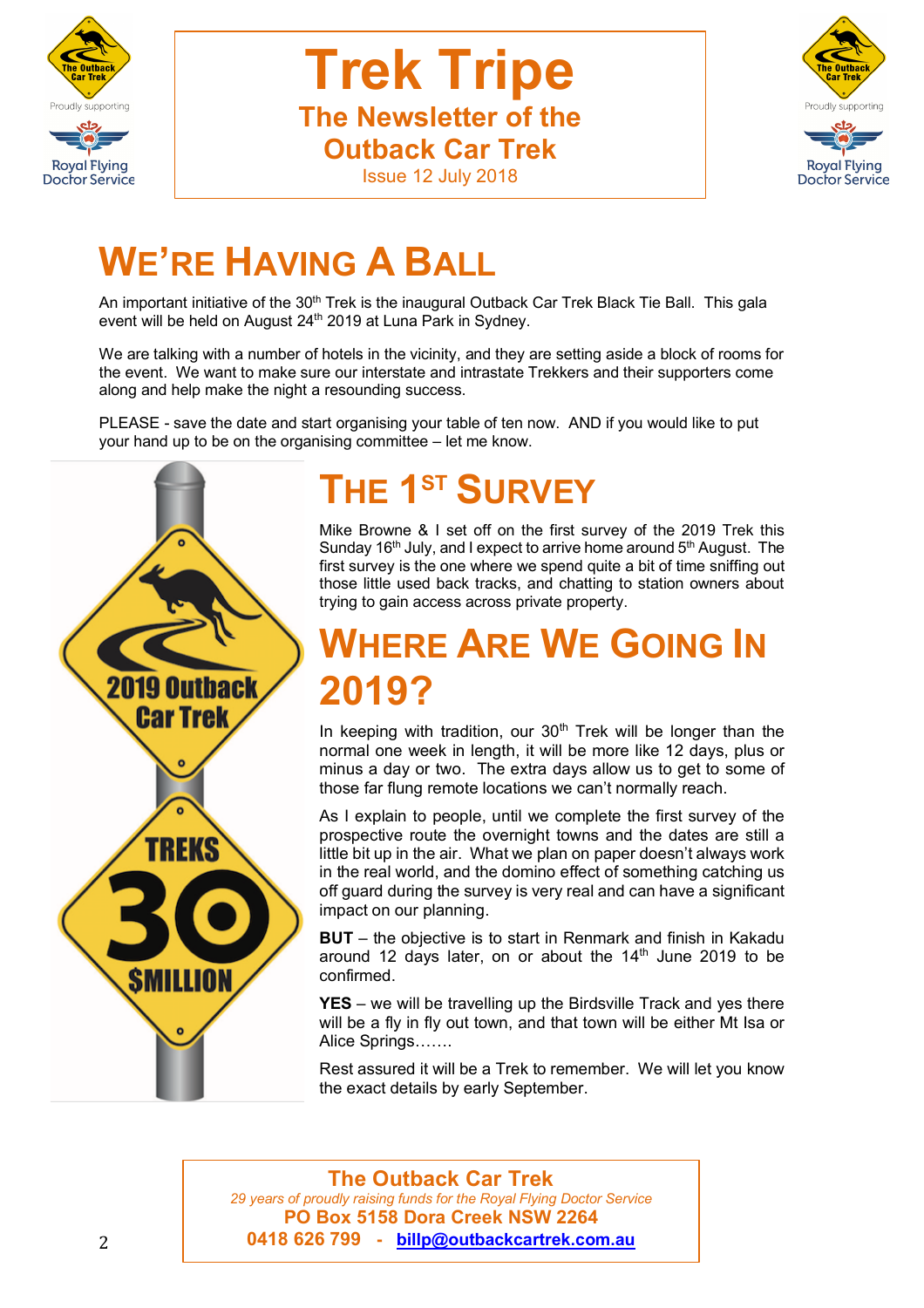# Trek Tripe

## The Newsletter of the Outback Car Trek

Issue 12 July 2018

# WE'RE HAVING A BALL

An important initiative of the 30th Trek is the inaugural Outback Car Trek Black Tie Ball. This gala event will be held on August 24th 2019 at Luna Park in Sydney.

We are talking with a number of hotels in the vicinity, and they are setting aside a block of rooms for the event. We want to make sure our interstate and intrastate Trekkers and their supporters come along and help make the night a resounding success.

PLEASE - save the date and start organising your table of ten now. AND if you would like to put your hand up to be on the organising committee – let me know.

# THE 1ST SURVEY

Mike Browne & I set off on the first survey of the 2019 Trek this Sunday 16th July, and I expect to arrive home around 5th August. The first survey is the one where we spend quite a bit of time sniffing out those little used back tracks, and chatting to station owners about trying to gain access across private property.

# WHERE ARE WE GOING IN 2019?

In keeping with tradition, our 30th Trek will be longer than the normal one week in length, it will be more like 12 days, plus or minus a day or two. The extra days allow us to get to some of those far flung remote locations we can't normally reach.

As I explain to people, until we complete the first survey of the prospective route the overnight towns and the dates are still a little bit up in the air. What we plan on paper doesn't always work in the real world, and the domino effect of something catching us off guard during the survey is very real and can have a significant impact on our planning.

**BUT** – the objective is to start in Renmark and finish in Kakadu around 12 days later, on or about the 14th June 2019 to be confirmed.

**YES** – we will be travelling up the Birdsville Track and yes there will be a fly in fly out town, and that town will be either Mt Isa or Alice Springs…….

Rest assured it will be a Trek to remember. We will let you know the exact details by early September.

**The Outback Car Trek**

*29 years of proudly raising funds for the Royal Flying Doctor Service*

**PO Box 5158 Dora Creek NSW 2264**

**0418 626 799 - billp@outbackcartrek.com.au**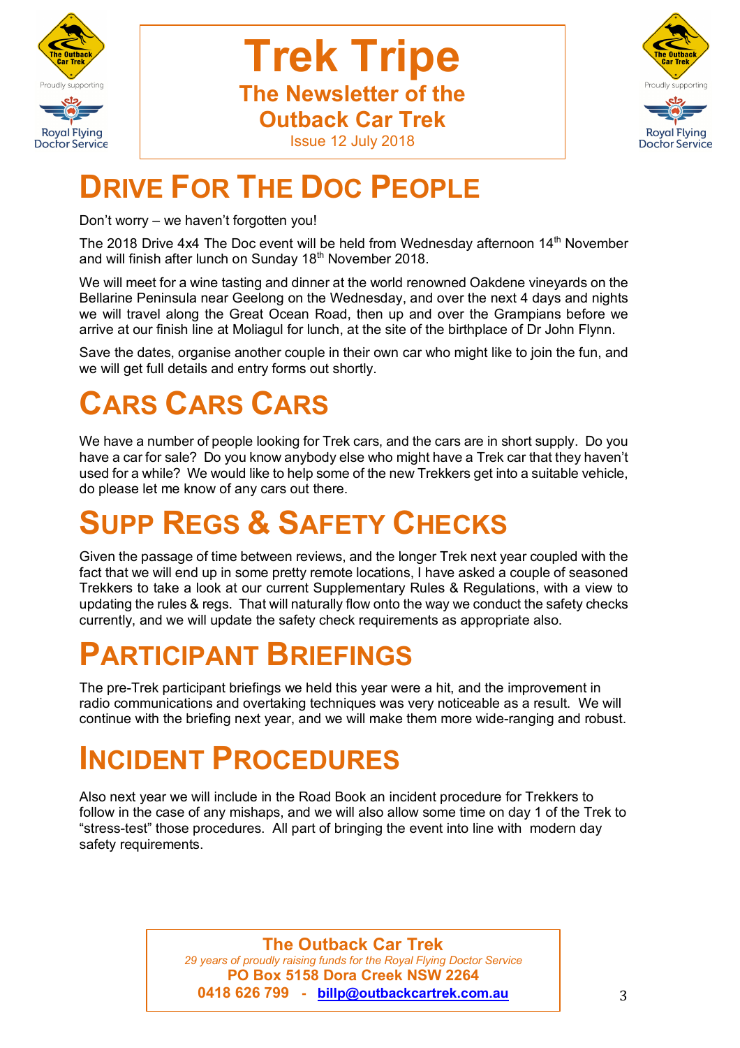# Trek Tripe

## The Newsletter of the Outback Car Trek

Issue 12 July 2018

# DRIVE FOR THE DOC PEOPLE

Don't worry – we haven't forgotten you!

The 2018 Drive 4x4 The Doc event will be held from Wednesday afternoon 14th November and will finish after lunch on Sunday 18th November 2018.

We will meet for a wine tasting and dinner at the world renowned Oakdene vineyards on the Bellarine Peninsula near Geelong on the Wednesday, and over the next 4 days and nights we will travel along the Great Ocean Road, then up and over the Grampians before we arrive at our finish line at Moliagul for lunch, at the site of the birthplace of Dr John Flynn.

Save the dates, organise another couple in their own car who might like to join the fun, and we will get full details and entry forms out shortly.

# CARS CARS CARS

We have a number of people looking for Trek cars, and the cars are in short supply. Do you have a car for sale? Do you know anybody else who might have a Trek car that they haven't used for a while? We would like to help some of the new Trekkers get into a suitable vehicle, do please let me know of any cars out there.

# SUPP REGS & SAFETY CHECKS

Given the passage of time between reviews, and the longer Trek next year coupled with the fact that we will end up in some pretty remote locations, I have asked a couple of seasoned Trekkers to take a look at our current Supplementary Rules & Regulations, with a view to updating the rules & regs. That will naturally flow onto the way we conduct the safety checks currently, and we will update the safety check requirements as appropriate also.

# PARTICIPANT BRIEFINGS

The pre-Trek participant briefings we held this year were a hit, and the improvement in radio communications and overtaking techniques was very noticeable as a result. We will continue with the briefing next year, and we will make them more wide-ranging and robust.

# INCIDENT PROCEDURES

Also next year we will include in the Road Book an incident procedure for Trekkers to follow in the case of any mishaps, and we will also allow some time on day 1 of the Trek to "stress-test" those procedures. All part of bringing the event into line with modern day safety requirements.

**The Outback Car Trek**
*29 years of proudly raising funds for the Royal Flying Doctor Service*
**PO Box 5158 Dora Creek NSW 2264**
**0418 626 799 - billp@outbackcartrek.com.au**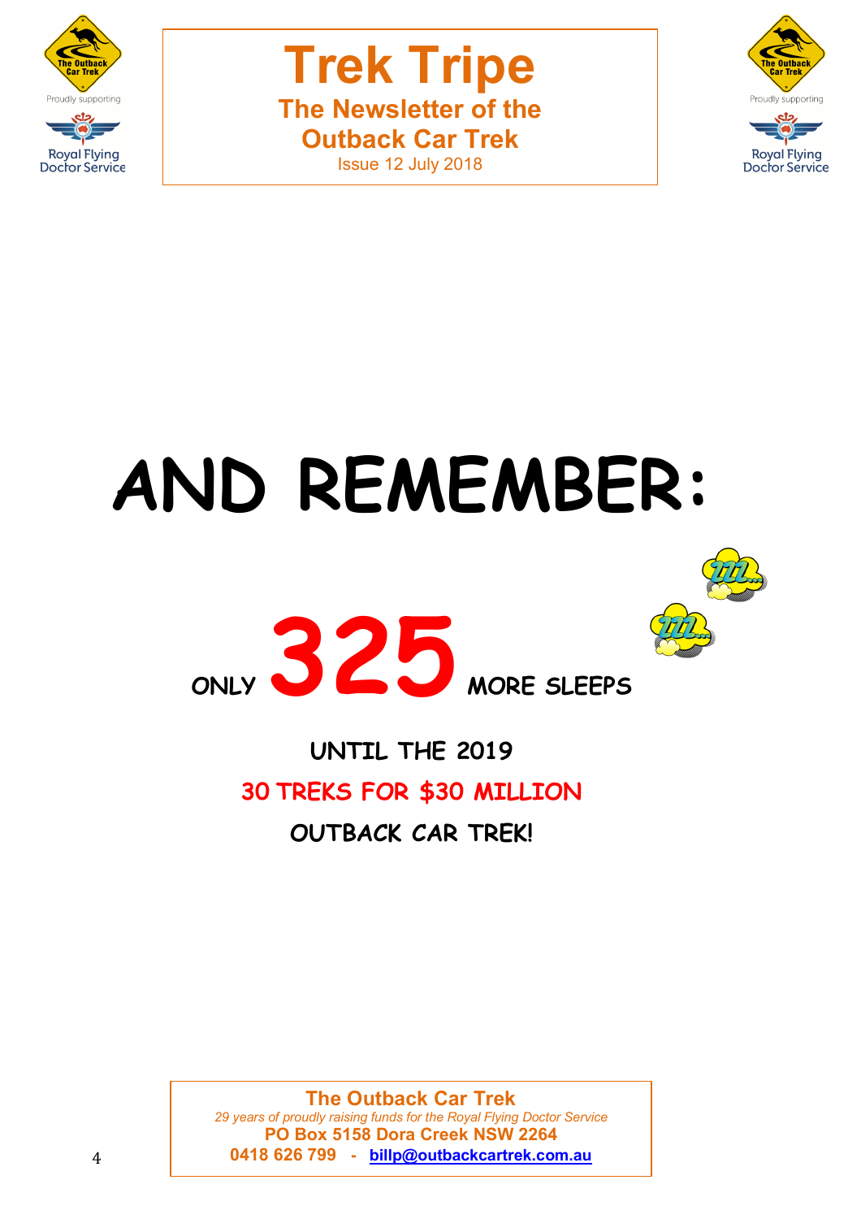# AND REMEMBER:

ONLY **325** MORE SLEEPS

UNTIL THE 2019

**30 TREKS FOR $30 MILLION**

OUTBACK CAR TREK!

**The Outback Car Trek**

*29 years of proudly raising funds for the Royal Flying Doctor Service*

**PO Box 5158 Dora Creek NSW 2264**

**0418 626 799 - billp@outbackcartrek.com.au**